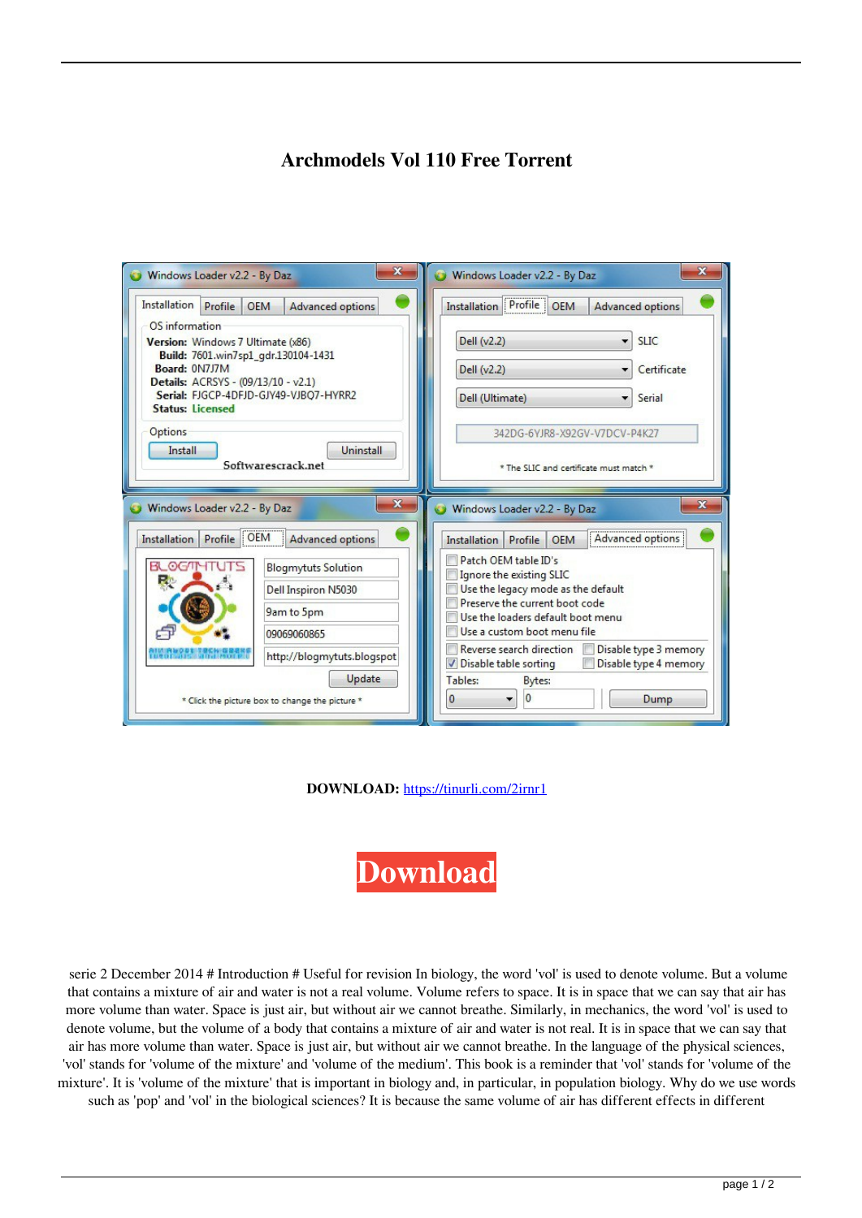# Archmodels Vol 110 Free Torrent

**DOWNLOAD:** https://tinurli.com/2irnr1

**Download**

serie 2 December 2014 # Introduction # Useful for revision In biology, the word 'vol' is used to denote volume. But a volume that contains a mixture of air and water is not a real volume. Volume refers to space. It is in space that we can say that air has more volume than water. Space is just air, but without air we cannot breathe. Similarly, in mechanics, the word 'vol' is used to denote volume, but the volume of a body that contains a mixture of air and water is not real. It is in space that we can say that air has more volume than water. Space is just air, but without air we cannot breathe. In the language of the physical sciences, 'vol' stands for 'volume of the mixture' and 'volume of the medium'. This book is a reminder that 'vol' stands for 'volume of the mixture'. It is 'volume of the mixture' that is important in biology and, in particular, in population biology. Why do we use words such as 'pop' and 'vol' in the biological sciences? It is because the same volume of air has different effects in different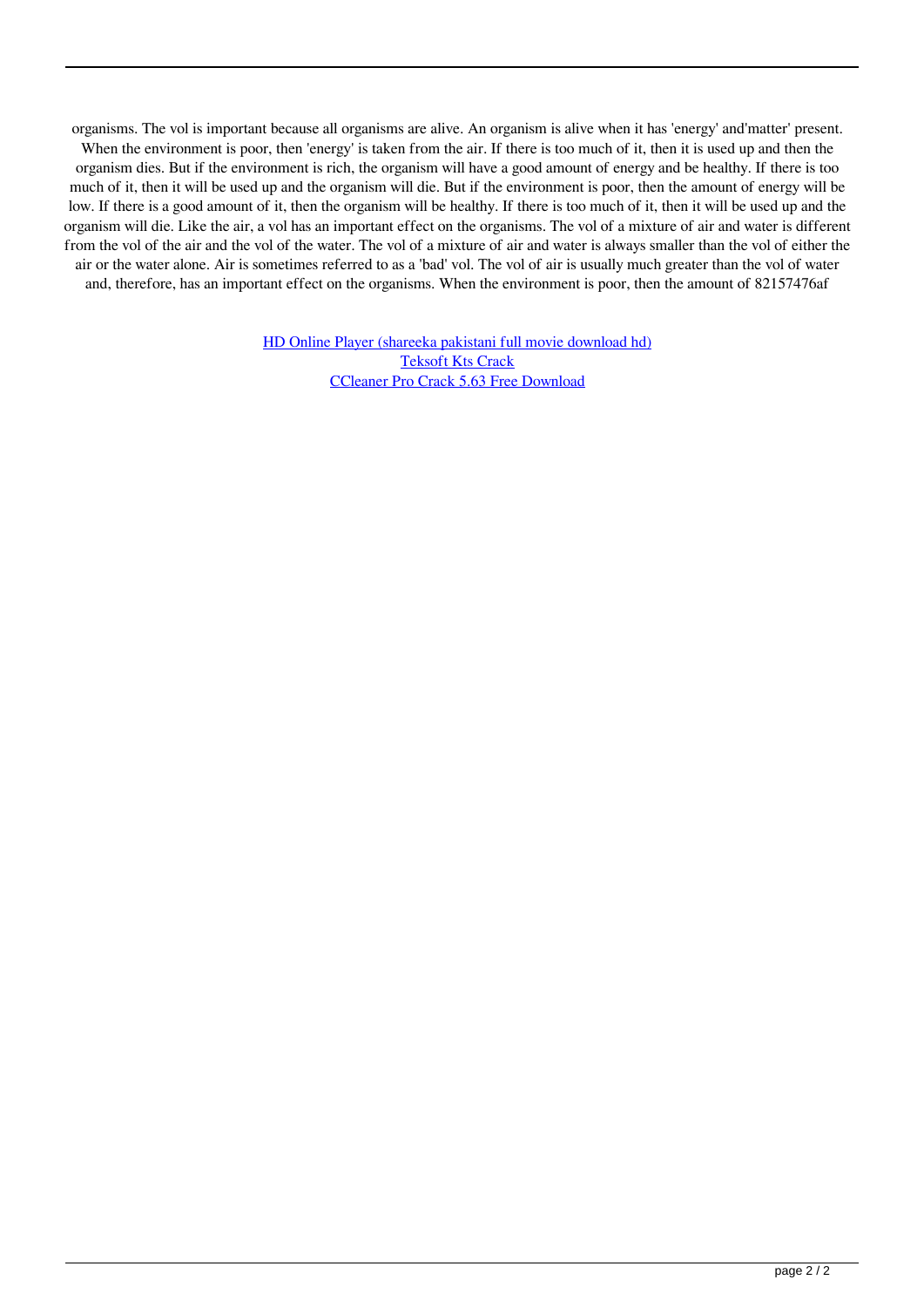organisms. The vol is important because all organisms are alive. An organism is alive when it has 'energy' and'matter' present. When the environment is poor, then 'energy' is taken from the air. If there is too much of it, then it is used up and then the organism dies. But if the environment is rich, the organism will have a good amount of energy and be healthy. If there is too much of it, then it will be used up and the organism will die. But if the environment is poor, then the amount of energy will be low. If there is a good amount of it, then the organism will be healthy. If there is too much of it, then it will be used up and the organism will die. Like the air, a vol has an important effect on the organisms. The vol of a mixture of air and water is different from the vol of the air and the vol of the water. The vol of a mixture of air and water is always smaller than the vol of either the air or the water alone. Air is sometimes referred to as a 'bad' vol. The vol of air is usually much greater than the vol of water and, therefore, has an important effect on the organisms. When the environment is poor, then the amount of 82157476af

HD Online Player (shareeka pakistani full movie download hd)
Teksoft Kts Crack
CCleaner Pro Crack 5.63 Free Download